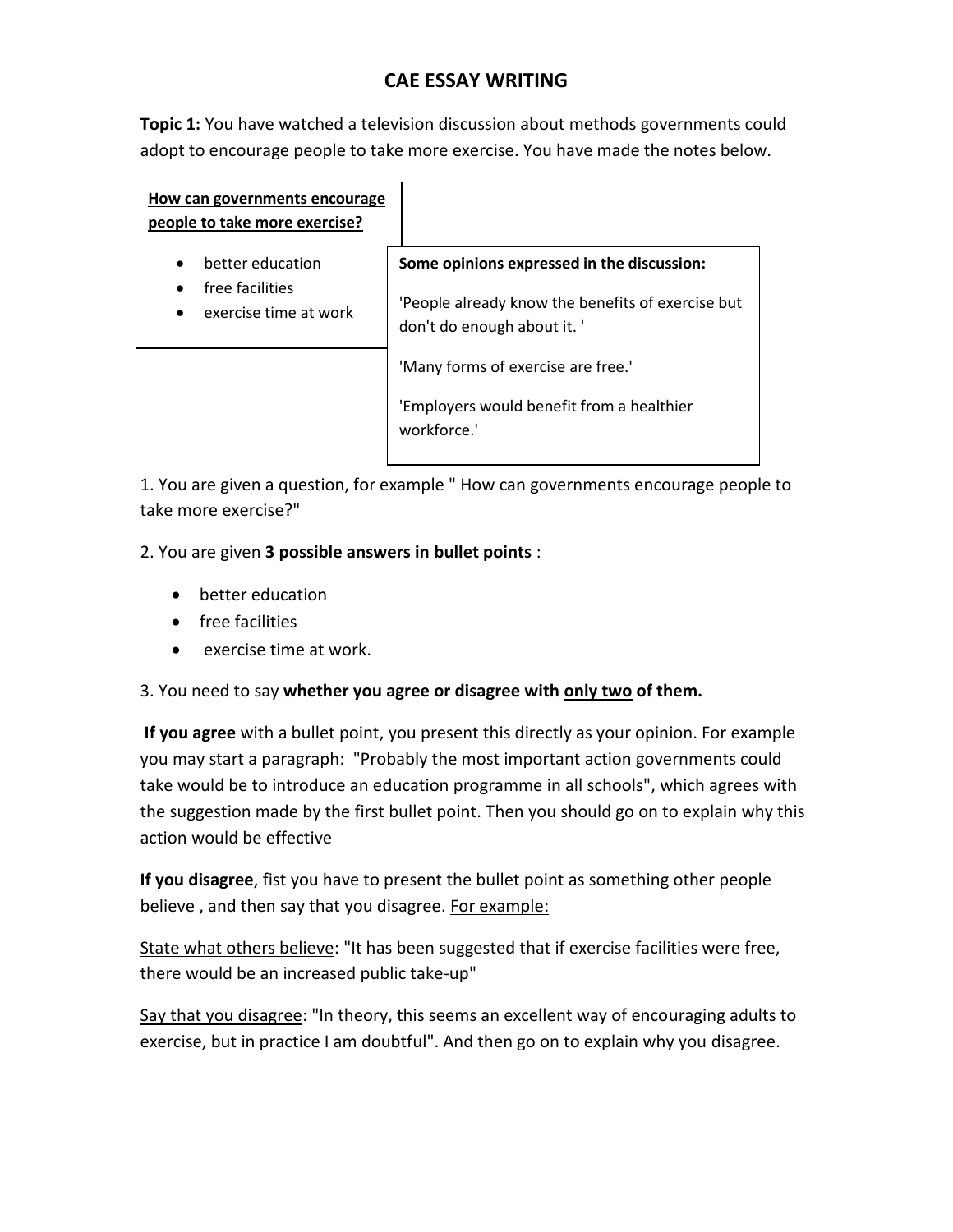# CAE ESSAY WRITING

**Topic 1:** You have watched a television discussion about methods governments could adopt to encourage people to take more exercise. You have made the notes below.

| **How can governments encourage people to take more exercise?** | **Some opinions expressed in the discussion:** |
| --- | --- |
| • better education<br>• free facilities<br>• exercise time at work | 'People already know the benefits of exercise but don't do enough about it. '<br><br>'Many forms of exercise are free.'<br><br>'Employers would benefit from a healthier workforce.' |

1. You are given a question, for example " How can governments encourage people to take more exercise?"

2. You are given **3 possible answers in bullet points** :

- better education
- free facilities
- exercise time at work.

3. You need to say **whether you agree or disagree with <u>only two</u> of them.**

**If you agree** with a bullet point, you present this directly as your opinion. For example you may start a paragraph: "Probably the most important action governments could take would be to introduce an education programme in all schools", which agrees with the suggestion made by the first bullet point. Then you should go on to explain why this action would be effective

**If you disagree**, fist you have to present the bullet point as something other people believe , and then say that you disagree. <u>For example:</u>

<u>State what others believe</u>: "It has been suggested that if exercise facilities were free, there would be an increased public take-up"

<u>Say that you disagree</u>: "In theory, this seems an excellent way of encouraging adults to exercise, but in practice I am doubtful". And then go on to explain why you disagree.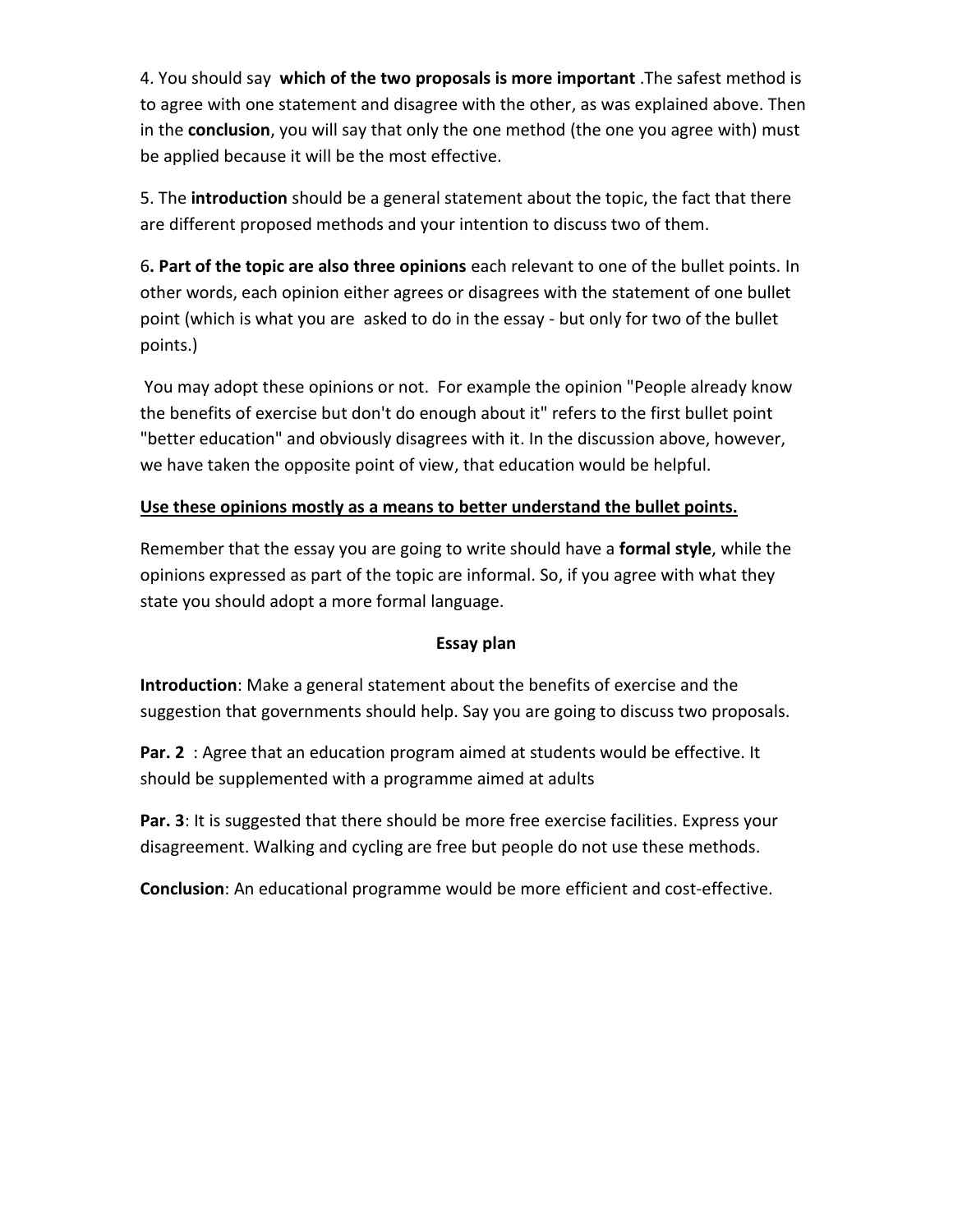4. You should say **which of the two proposals is more important** .The safest method is to agree with one statement and disagree with the other, as was explained above. Then in the **conclusion**, you will say that only the one method (the one you agree with) must be applied because it will be the most effective.

5. The **introduction** should be a general statement about the topic, the fact that there are different proposed methods and your intention to discuss two of them.

6**. Part of the topic are also three opinions** each relevant to one of the bullet points. In other words, each opinion either agrees or disagrees with the statement of one bullet point (which is what you are asked to do in the essay - but only for two of the bullet points.)

You may adopt these opinions or not. For example the opinion "People already know the benefits of exercise but don't do enough about it" refers to the first bullet point "better education" and obviously disagrees with it. In the discussion above, however, we have taken the opposite point of view, that education would be helpful.

**Use these opinions mostly as a means to better understand the bullet points.**

Remember that the essay you are going to write should have a **formal style**, while the opinions expressed as part of the topic are informal. So, if you agree with what they state you should adopt a more formal language.

**Essay plan**

**Introduction**: Make a general statement about the benefits of exercise and the suggestion that governments should help. Say you are going to discuss two proposals.

**Par. 2** : Agree that an education program aimed at students would be effective. It should be supplemented with a programme aimed at adults

**Par. 3**: It is suggested that there should be more free exercise facilities. Express your disagreement. Walking and cycling are free but people do not use these methods.

**Conclusion**: An educational programme would be more efficient and cost-effective.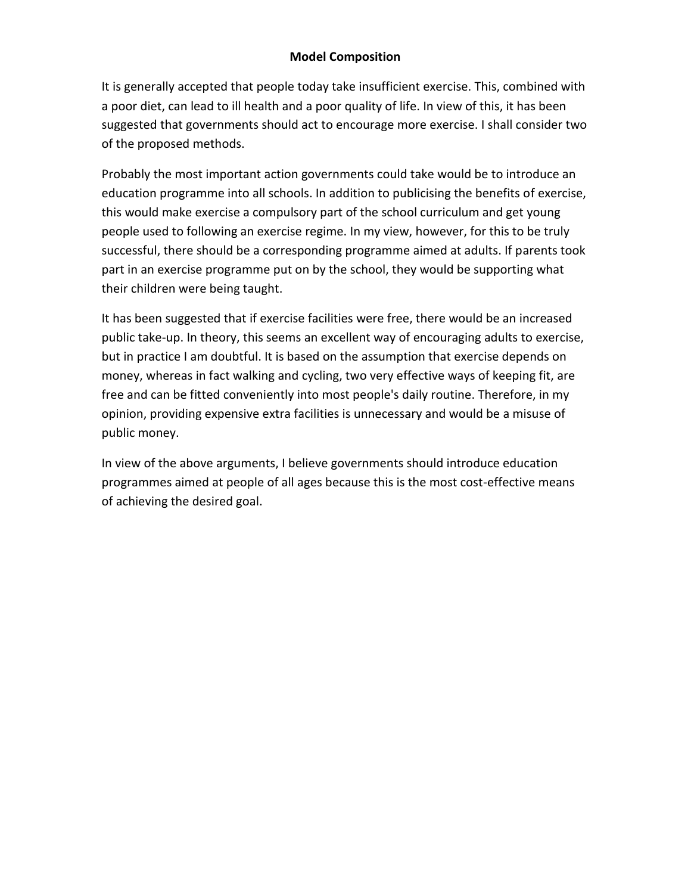**Model Composition**

It is generally accepted that people today take insufficient exercise. This, combined with a poor diet, can lead to ill health and a poor quality of life. In view of this, it has been suggested that governments should act to encourage more exercise. I shall consider two of the proposed methods.

Probably the most important action governments could take would be to introduce an education programme into all schools. In addition to publicising the benefits of exercise, this would make exercise a compulsory part of the school curriculum and get young people used to following an exercise regime. In my view, however, for this to be truly successful, there should be a corresponding programme aimed at adults. If parents took part in an exercise programme put on by the school, they would be supporting what their children were being taught.

It has been suggested that if exercise facilities were free, there would be an increased public take-up. In theory, this seems an excellent way of encouraging adults to exercise, but in practice I am doubtful. It is based on the assumption that exercise depends on money, whereas in fact walking and cycling, two very effective ways of keeping fit, are free and can be fitted conveniently into most people's daily routine. Therefore, in my opinion, providing expensive extra facilities is unnecessary and would be a misuse of public money.

In view of the above arguments, I believe governments should introduce education programmes aimed at people of all ages because this is the most cost-effective means of achieving the desired goal.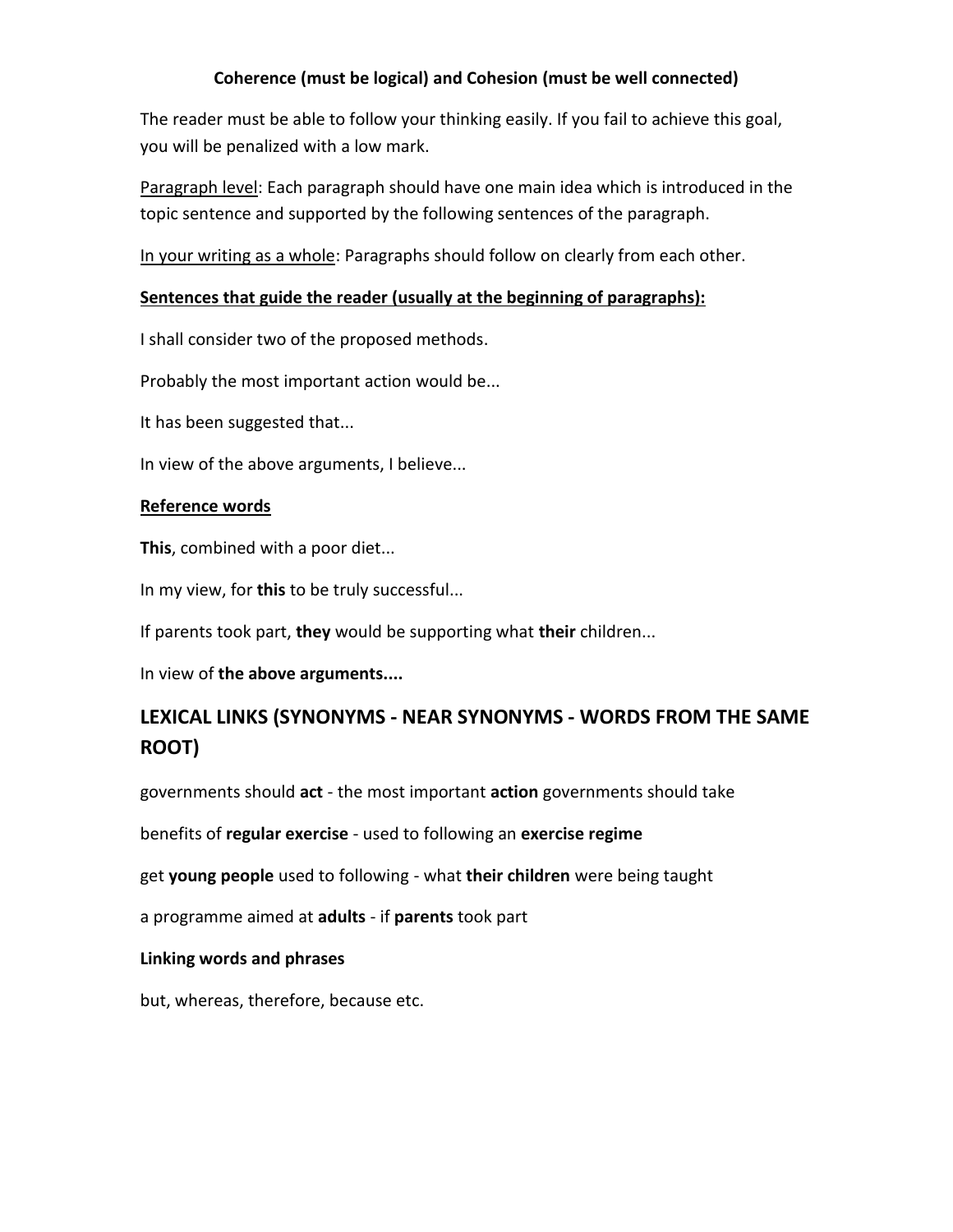**Coherence (must be logical) and Cohesion (must be well connected)**

The reader must be able to follow your thinking easily. If you fail to achieve this goal, you will be penalized with a low mark.

Paragraph level: Each paragraph should have one main idea which is introduced in the topic sentence and supported by the following sentences of the paragraph.

In your writing as a whole: Paragraphs should follow on clearly from each other.

**Sentences that guide the reader (usually at the beginning of paragraphs):**

I shall consider two of the proposed methods.

Probably the most important action would be...

It has been suggested that...

In view of the above arguments, I believe...

**Reference words**

**This**, combined with a poor diet...

In my view, for **this** to be truly successful...

If parents took part, **they** would be supporting what **their** children...

In view of **the above arguments....**

## LEXICAL LINKS (SYNONYMS - NEAR SYNONYMS - WORDS FROM THE SAME ROOT)

governments should **act** - the most important **action** governments should take

benefits of **regular exercise** - used to following an **exercise regime**

get **young people** used to following - what **their children** were being taught

a programme aimed at **adults** - if **parents** took part

**Linking words and phrases**

but, whereas, therefore, because etc.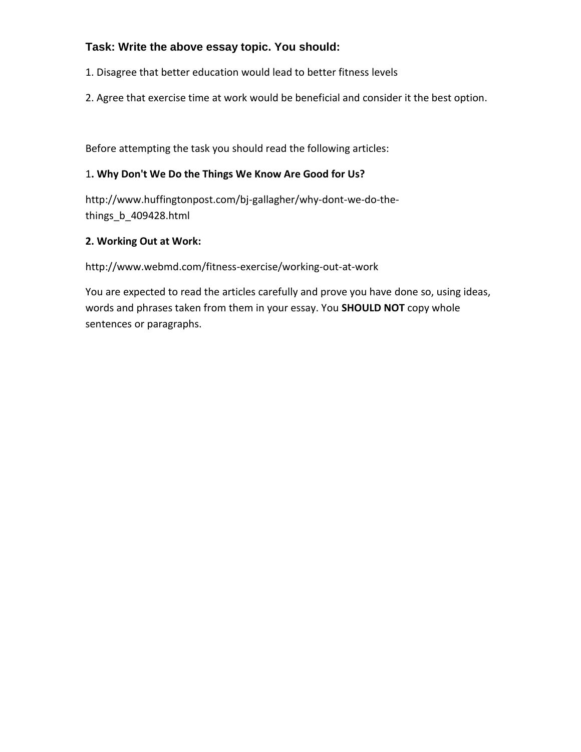### Task: Write the above essay topic. You should:

1. Disagree that better education would lead to better fitness levels

2. Agree that exercise time at work would be beneficial and consider it the best option.

Before attempting the task you should read the following articles:

1**. Why Don't We Do the Things We Know Are Good for Us?**

http://www.huffingtonpost.com/bj-gallagher/why-dont-we-do-the-things_b_409428.html

**2. Working Out at Work:**

http://www.webmd.com/fitness-exercise/working-out-at-work

You are expected to read the articles carefully and prove you have done so, using ideas, words and phrases taken from them in your essay. You **SHOULD NOT** copy whole sentences or paragraphs.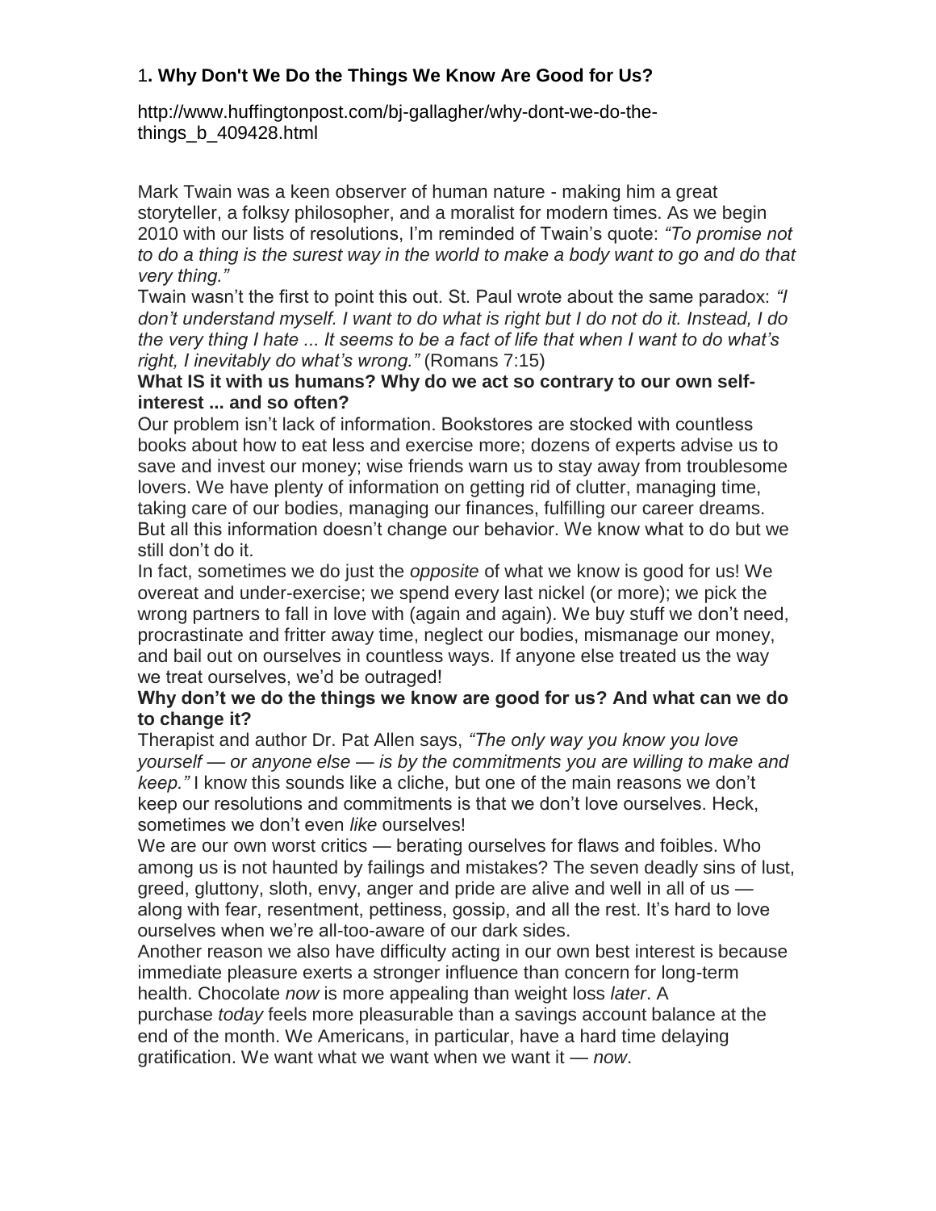## 1. Why Don't We Do the Things We Know Are Good for Us?

http://www.huffingtonpost.com/bj-gallagher/why-dont-we-do-the-things_b_409428.html

Mark Twain was a keen observer of human nature - making him a great storyteller, a folksy philosopher, and a moralist for modern times. As we begin 2010 with our lists of resolutions, I'm reminded of Twain's quote: *"To promise not to do a thing is the surest way in the world to make a body want to go and do that very thing."*

Twain wasn't the first to point this out. St. Paul wrote about the same paradox: *"I don't understand myself. I want to do what is right but I do not do it. Instead, I do the very thing I hate ... It seems to be a fact of life that when I want to do what's right, I inevitably do what's wrong."* (Romans 7:15)

**What IS it with us humans? Why do we act so contrary to our own self-interest ... and so often?**

Our problem isn't lack of information. Bookstores are stocked with countless books about how to eat less and exercise more; dozens of experts advise us to save and invest our money; wise friends warn us to stay away from troublesome lovers. We have plenty of information on getting rid of clutter, managing time, taking care of our bodies, managing our finances, fulfilling our career dreams. But all this information doesn't change our behavior. We know what to do but we still don't do it.

In fact, sometimes we do just the *opposite* of what we know is good for us! We overeat and under-exercise; we spend every last nickel (or more); we pick the wrong partners to fall in love with (again and again). We buy stuff we don't need, procrastinate and fritter away time, neglect our bodies, mismanage our money, and bail out on ourselves in countless ways. If anyone else treated us the way we treat ourselves, we'd be outraged!

**Why don't we do the things we know are good for us? And what can we do to change it?**

Therapist and author Dr. Pat Allen says, *"The only way you know you love yourself — or anyone else — is by the commitments you are willing to make and keep."* I know this sounds like a cliche, but one of the main reasons we don't keep our resolutions and commitments is that we don't love ourselves. Heck, sometimes we don't even *like* ourselves!

We are our own worst critics — berating ourselves for flaws and foibles. Who among us is not haunted by failings and mistakes? The seven deadly sins of lust, greed, gluttony, sloth, envy, anger and pride are alive and well in all of us — along with fear, resentment, pettiness, gossip, and all the rest. It's hard to love ourselves when we're all-too-aware of our dark sides.

Another reason we also have difficulty acting in our own best interest is because immediate pleasure exerts a stronger influence than concern for long-term health. Chocolate *now* is more appealing than weight loss *later*. A purchase *today* feels more pleasurable than a savings account balance at the end of the month. We Americans, in particular, have a hard time delaying gratification. We want what we want when we want it — *now*.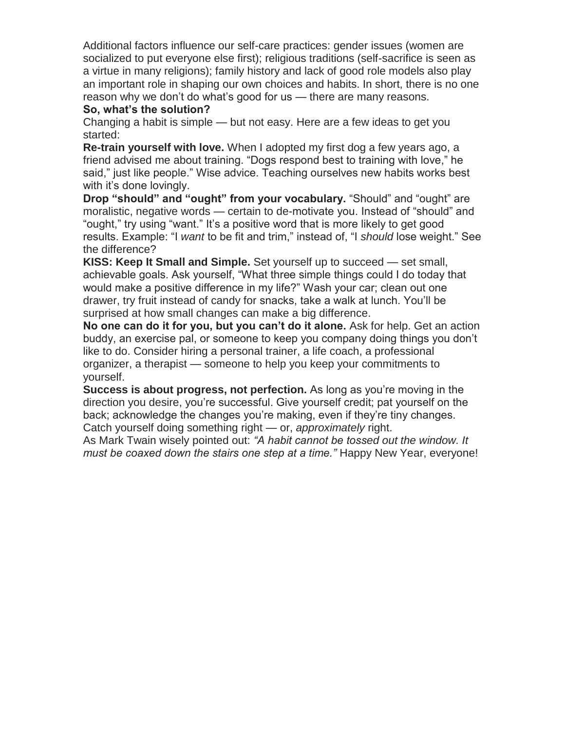Additional factors influence our self-care practices: gender issues (women are socialized to put everyone else first); religious traditions (self-sacrifice is seen as a virtue in many religions); family history and lack of good role models also play an important role in shaping our own choices and habits. In short, there is no one reason why we don't do what's good for us — there are many reasons.

**So, what's the solution?**

Changing a habit is simple — but not easy. Here are a few ideas to get you started:

**Re-train yourself with love.** When I adopted my first dog a few years ago, a friend advised me about training. "Dogs respond best to training with love," he said," just like people." Wise advice. Teaching ourselves new habits works best with it's done lovingly.

**Drop "should" and "ought" from your vocabulary.** "Should" and "ought" are moralistic, negative words — certain to de-motivate you. Instead of "should" and "ought," try using "want." It's a positive word that is more likely to get good results. Example: "I *want* to be fit and trim," instead of, "I *should* lose weight." See the difference?

**KISS: Keep It Small and Simple.** Set yourself up to succeed — set small, achievable goals. Ask yourself, "What three simple things could I do today that would make a positive difference in my life?" Wash your car; clean out one drawer, try fruit instead of candy for snacks, take a walk at lunch. You'll be surprised at how small changes can make a big difference.

**No one can do it for you, but you can't do it alone.** Ask for help. Get an action buddy, an exercise pal, or someone to keep you company doing things you don't like to do. Consider hiring a personal trainer, a life coach, a professional organizer, a therapist — someone to help you keep your commitments to yourself.

**Success is about progress, not perfection.** As long as you're moving in the direction you desire, you're successful. Give yourself credit; pat yourself on the back; acknowledge the changes you're making, even if they're tiny changes. Catch yourself doing something right — or, *approximately* right.

As Mark Twain wisely pointed out: *"A habit cannot be tossed out the window. It must be coaxed down the stairs one step at a time."* Happy New Year, everyone!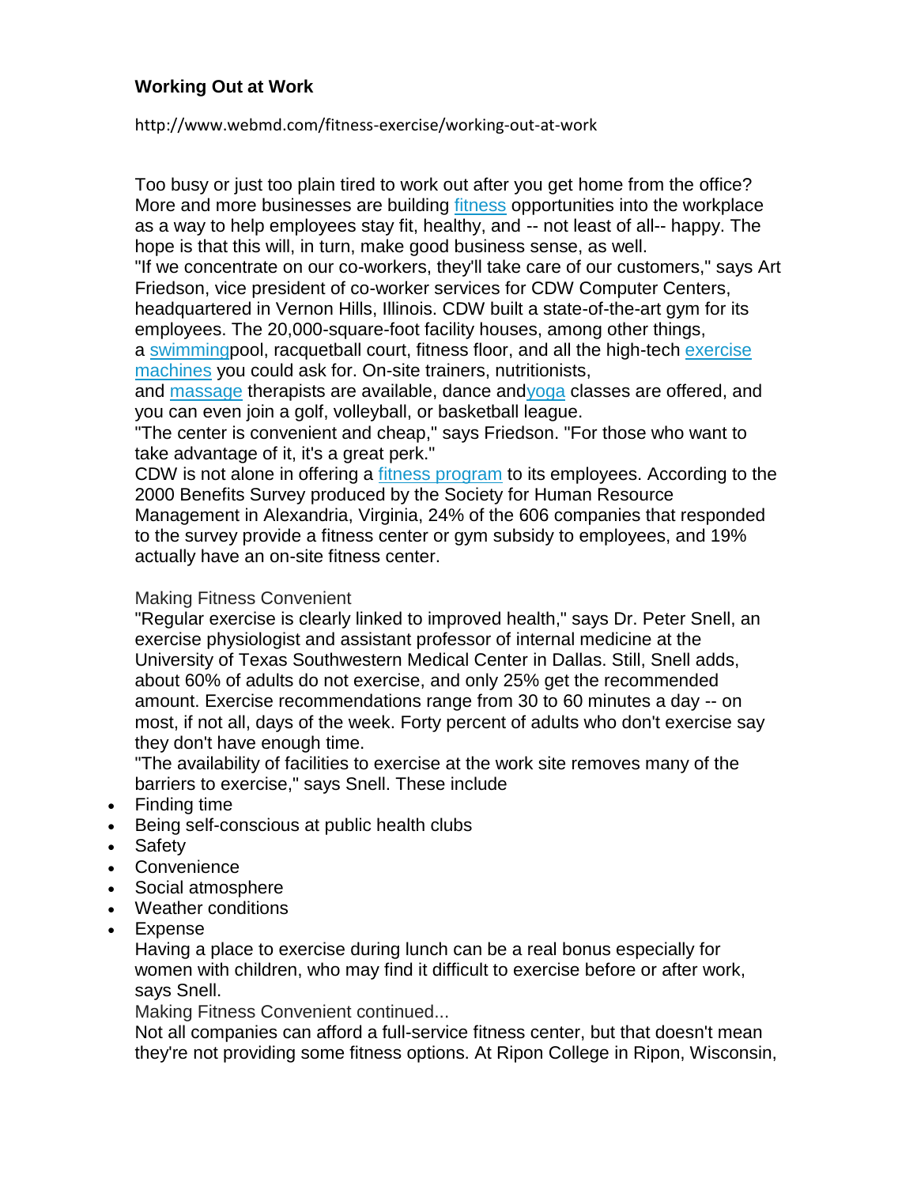### Working Out at Work

http://www.webmd.com/fitness-exercise/working-out-at-work

Too busy or just too plain tired to work out after you get home from the office? More and more businesses are building fitness opportunities into the workplace as a way to help employees stay fit, healthy, and -- not least of all-- happy. The hope is that this will, in turn, make good business sense, as well.

"If we concentrate on our co-workers, they'll take care of our customers," says Art Friedson, vice president of co-worker services for CDW Computer Centers, headquartered in Vernon Hills, Illinois. CDW built a state-of-the-art gym for its employees. The 20,000-square-foot facility houses, among other things, a swimmingpool, racquetball court, fitness floor, and all the high-tech exercise machines you could ask for. On-site trainers, nutritionists, and massage therapists are available, dance andyoga classes are offered, and you can even join a golf, volleyball, or basketball league.

"The center is convenient and cheap," says Friedson. "For those who want to take advantage of it, it's a great perk."

CDW is not alone in offering a fitness program to its employees. According to the 2000 Benefits Survey produced by the Society for Human Resource Management in Alexandria, Virginia, 24% of the 606 companies that responded to the survey provide a fitness center or gym subsidy to employees, and 19% actually have an on-site fitness center.

Making Fitness Convenient

"Regular exercise is clearly linked to improved health," says Dr. Peter Snell, an exercise physiologist and assistant professor of internal medicine at the University of Texas Southwestern Medical Center in Dallas. Still, Snell adds, about 60% of adults do not exercise, and only 25% get the recommended amount. Exercise recommendations range from 30 to 60 minutes a day -- on most, if not all, days of the week. Forty percent of adults who don't exercise say they don't have enough time.

"The availability of facilities to exercise at the work site removes many of the barriers to exercise," says Snell. These include

- Finding time
- Being self-conscious at public health clubs
- Safety
- Convenience
- Social atmosphere
- Weather conditions
- Expense

Having a place to exercise during lunch can be a real bonus especially for women with children, who may find it difficult to exercise before or after work, says Snell.

Making Fitness Convenient continued...

Not all companies can afford a full-service fitness center, but that doesn't mean they're not providing some fitness options. At Ripon College in Ripon, Wisconsin,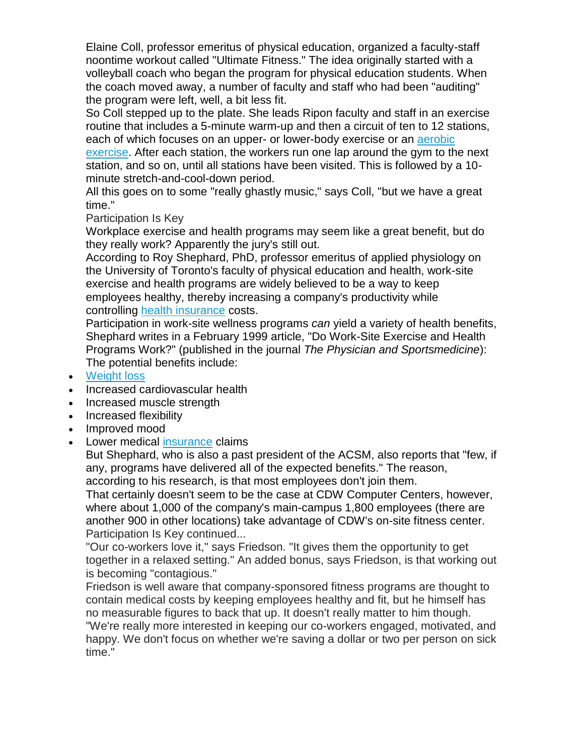Elaine Coll, professor emeritus of physical education, organized a faculty-staff noontime workout called "Ultimate Fitness." The idea originally started with a volleyball coach who began the program for physical education students. When the coach moved away, a number of faculty and staff who had been "auditing" the program were left, well, a bit less fit.

So Coll stepped up to the plate. She leads Ripon faculty and staff in an exercise routine that includes a 5-minute warm-up and then a circuit of ten to 12 stations, each of which focuses on an upper- or lower-body exercise or an aerobic exercise. After each station, the workers run one lap around the gym to the next station, and so on, until all stations have been visited. This is followed by a 10-minute stretch-and-cool-down period.

All this goes on to some "really ghastly music," says Coll, "but we have a great time."

## Participation Is Key

Workplace exercise and health programs may seem like a great benefit, but do they really work? Apparently the jury's still out.

According to Roy Shephard, PhD, professor emeritus of applied physiology on the University of Toronto's faculty of physical education and health, work-site exercise and health programs are widely believed to be a way to keep employees healthy, thereby increasing a company's productivity while controlling health insurance costs.

Participation in work-site wellness programs *can* yield a variety of health benefits, Shephard writes in a February 1999 article, "Do Work-Site Exercise and Health Programs Work?" (published in the journal *The Physician and Sportsmedicine*): The potential benefits include:

- Weight loss
- Increased cardiovascular health
- Increased muscle strength
- Increased flexibility
- Improved mood
- Lower medical insurance claims

But Shephard, who is also a past president of the ACSM, also reports that "few, if any, programs have delivered all of the expected benefits." The reason, according to his research, is that most employees don't join them.

That certainly doesn't seem to be the case at CDW Computer Centers, however, where about 1,000 of the company's main-campus 1,800 employees (there are another 900 in other locations) take advantage of CDW's on-site fitness center.

## Participation Is Key continued...

"Our co-workers love it," says Friedson. "It gives them the opportunity to get together in a relaxed setting." An added bonus, says Friedson, is that working out is becoming "contagious."

Friedson is well aware that company-sponsored fitness programs are thought to contain medical costs by keeping employees healthy and fit, but he himself has no measurable figures to back that up. It doesn't really matter to him though. "We're really more interested in keeping our co-workers engaged, motivated, and happy. We don't focus on whether we're saving a dollar or two per person on sick time."